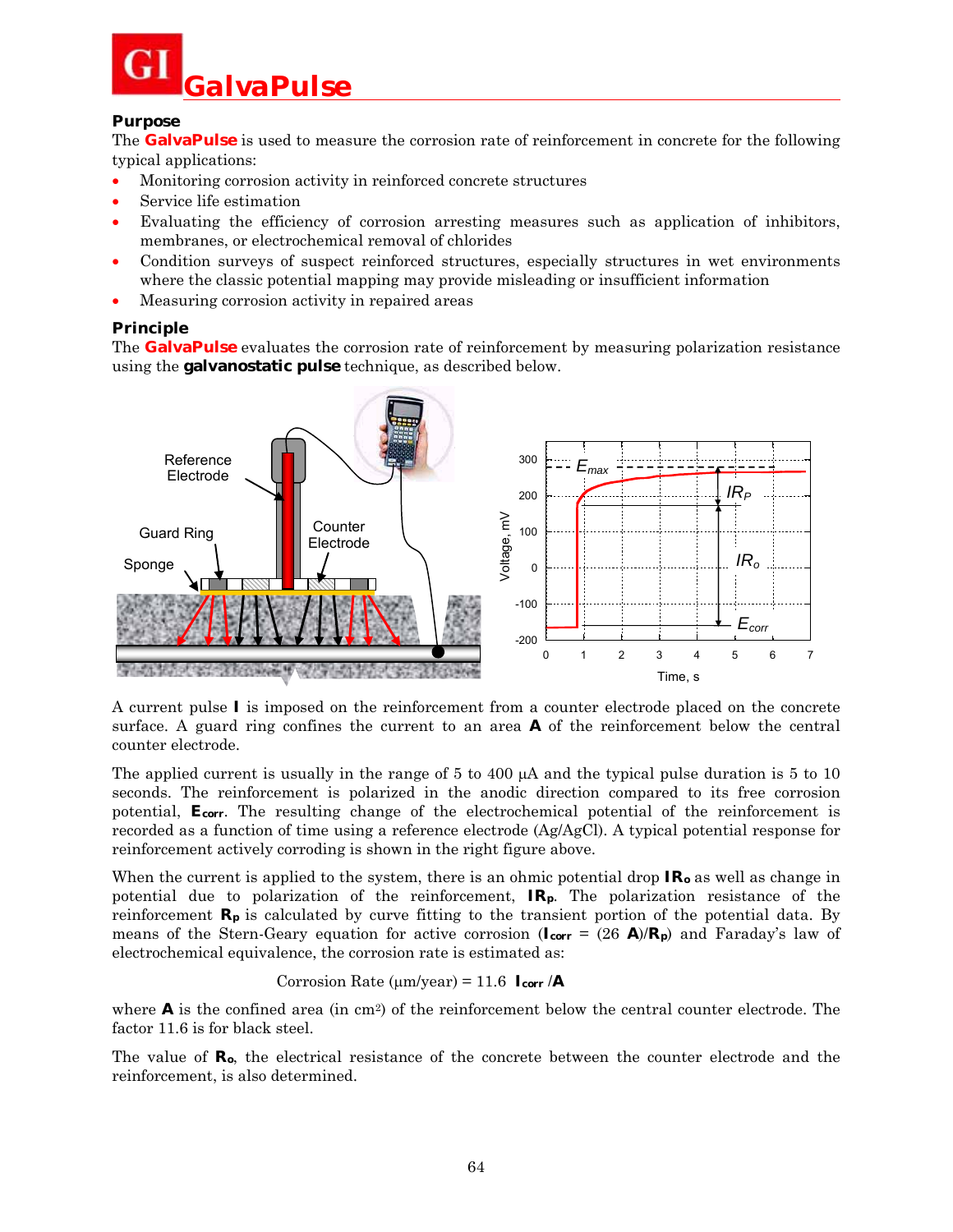# GalvaPulse

## Purpose

The **GalvaPulse** is used to measure the corrosion rate of reinforcement in concrete for the following typical applications:

- Monitoring corrosion activity in reinforced concrete structures
- Service life estimation
- Evaluating the efficiency of corrosion arresting measures such as application of inhibitors, membranes, or electrochemical removal of chlorides
- Condition surveys of suspect reinforced structures, especially structures in wet environments where the classic potential mapping may provide misleading or insufficient information
- Measuring corrosion activity in repaired areas

## Principle

The **GalvaPulse** evaluates the corrosion rate of reinforcement by measuring polarization resistance using the **galvanostatic pulse** technique, as described below.

A current pulse **I** is imposed on the reinforcement from a counter electrode placed on the concrete surface. A guard ring confines the current to an area **A** of the reinforcement below the central counter electrode.

The applied current is usually in the range of 5 to 400 μA and the typical pulse duration is 5 to 10 seconds. The reinforcement is polarized in the anodic direction compared to its free corrosion potential, $\mathbf{E_{corr}}$. The resulting change of the electrochemical potential of the reinforcement is recorded as a function of time using a reference electrode (Ag/AgCl). A typical potential response for reinforcement actively corroding is shown in the right figure above.

When the current is applied to the system, there is an ohmic potential drop $\mathbf{IR_o}$ as well as change in potential due to polarization of the reinforcement, $\mathbf{IR_p}$. The polarization resistance of the reinforcement $\mathbf{R_p}$ is calculated by curve fitting to the transient portion of the potential data. By means of the Stern-Geary equation for active corrosion ($\mathbf{I_{corr}}$ = (26 **A**)/$\mathbf{R_p}$) and Faraday's law of electrochemical equivalence, the corrosion rate is estimated as:

$$\text{Corrosion Rate } (\mu\text{m/year}) = 11.6 \ \mathbf{I_{corr}} / \mathbf{A}$$

where **A** is the confined area (in cm²) of the reinforcement below the central counter electrode. The factor 11.6 is for black steel.

The value of $\mathbf{R_o}$, the electrical resistance of the concrete between the counter electrode and the reinforcement, is also determined.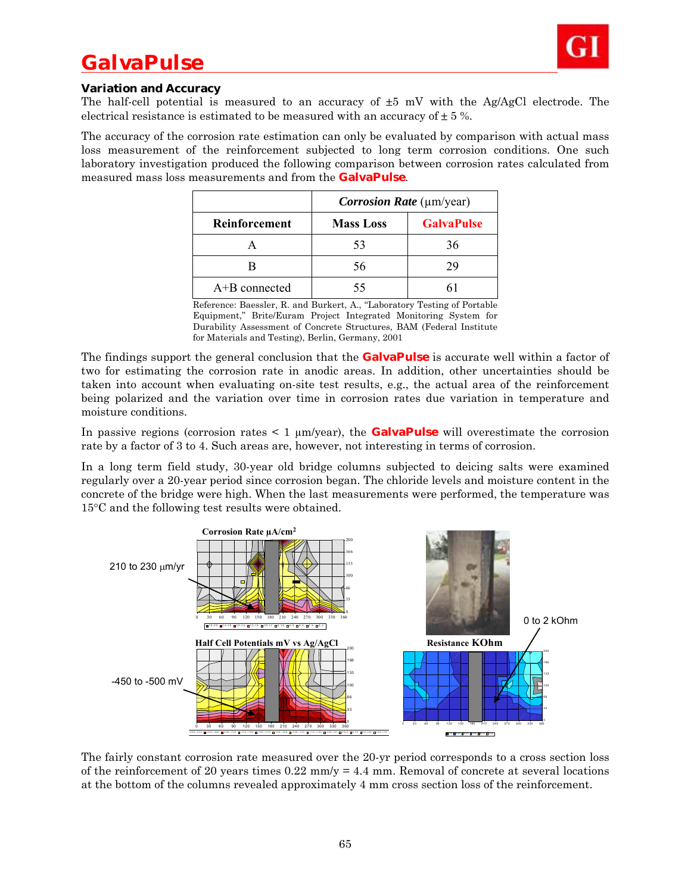### Variation and Accuracy

The half-cell potential is measured to an accuracy of ±5 mV with the Ag/AgCl electrode. The electrical resistance is estimated to be measured with an accuracy of ± 5 %.

The accuracy of the corrosion rate estimation can only be evaluated by comparison with actual mass loss measurement of the reinforcement subjected to long term corrosion conditions. One such laboratory investigation produced the following comparison between corrosion rates calculated from measured mass loss measurements and from the **GalvaPulse**.

| | ***Corrosion Rate*** (µm/year) | |
|---|---|---|
| **Reinforcement** | **Mass Loss** | **GalvaPulse** |
| A | 53 | 36 |
| B | 56 | 29 |
| A+B connected | 55 | 61 |

Reference: Baessler, R. and Burkert, A., "Laboratory Testing of Portable Equipment," Brite/Euram Project Integrated Monitoring System for Durability Assessment of Concrete Structures, BAM (Federal Institute for Materials and Testing), Berlin, Germany, 2001

The findings support the general conclusion that the **GalvaPulse** is accurate well within a factor of two for estimating the corrosion rate in anodic areas. In addition, other uncertainties should be taken into account when evaluating on-site test results, e.g., the actual area of the reinforcement being polarized and the variation over time in corrosion rates due variation in temperature and moisture conditions.

In passive regions (corrosion rates < 1 µm/year), the **GalvaPulse** will overestimate the corrosion rate by a factor of 3 to 4. Such areas are, however, not interesting in terms of corrosion.

In a long term field study, 30-year old bridge columns subjected to deicing salts were examined regularly over a 20-year period since corrosion began. The chloride levels and moisture content in the concrete of the bridge were high. When the last measurements were performed, the temperature was 15°C and the following test results were obtained.

Corrosion Rate µA/cm²

210 to 230 µm/yr

Half Cell Potentials mV vs Ag/AgCl

-450 to -500 mV

Resistance KOhm

0 to 2 kOhm

The fairly constant corrosion rate measured over the 20-yr period corresponds to a cross section loss of the reinforcement of 20 years times 0.22 mm/y = 4.4 mm. Removal of concrete at several locations at the bottom of the columns revealed approximately 4 mm cross section loss of the reinforcement.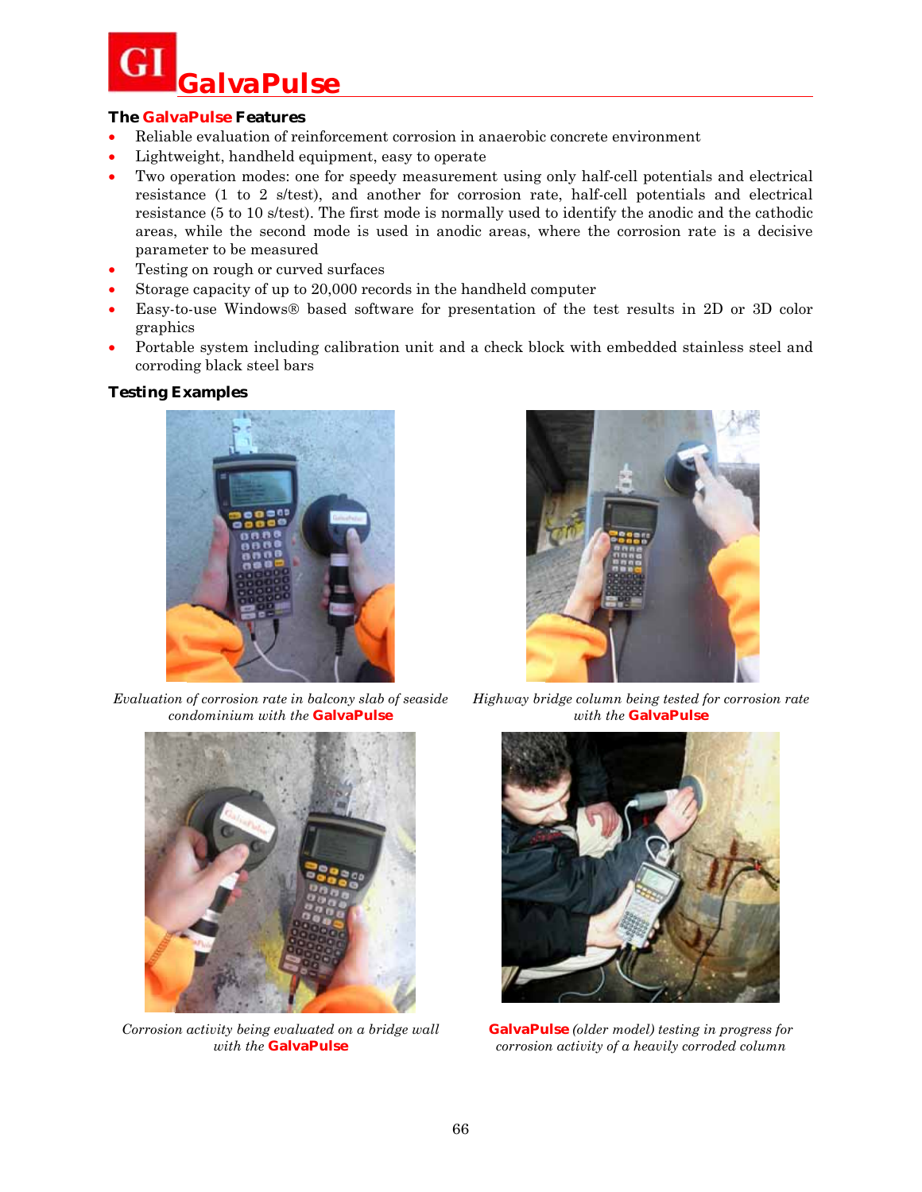# GalvaPulse

### The GalvaPulse Features

- Reliable evaluation of reinforcement corrosion in anaerobic concrete environment
- Lightweight, handheld equipment, easy to operate
- Two operation modes: one for speedy measurement using only half-cell potentials and electrical resistance (1 to 2 s/test), and another for corrosion rate, half-cell potentials and electrical resistance (5 to 10 s/test). The first mode is normally used to identify the anodic and the cathodic areas, while the second mode is used in anodic areas, where the corrosion rate is a decisive parameter to be measured
- Testing on rough or curved surfaces
- Storage capacity of up to 20,000 records in the handheld computer
- Easy-to-use Windows® based software for presentation of the test results in 2D or 3D color graphics
- Portable system including calibration unit and a check block with embedded stainless steel and corroding black steel bars

### Testing Examples

*Evaluation of corrosion rate in balcony slab of seaside condominium with the* **GalvaPulse**

*Highway bridge column being tested for corrosion rate with the* **GalvaPulse**

*Corrosion activity being evaluated on a bridge wall with the* **GalvaPulse**

**GalvaPulse** *(older model) testing in progress for corrosion activity of a heavily corroded column*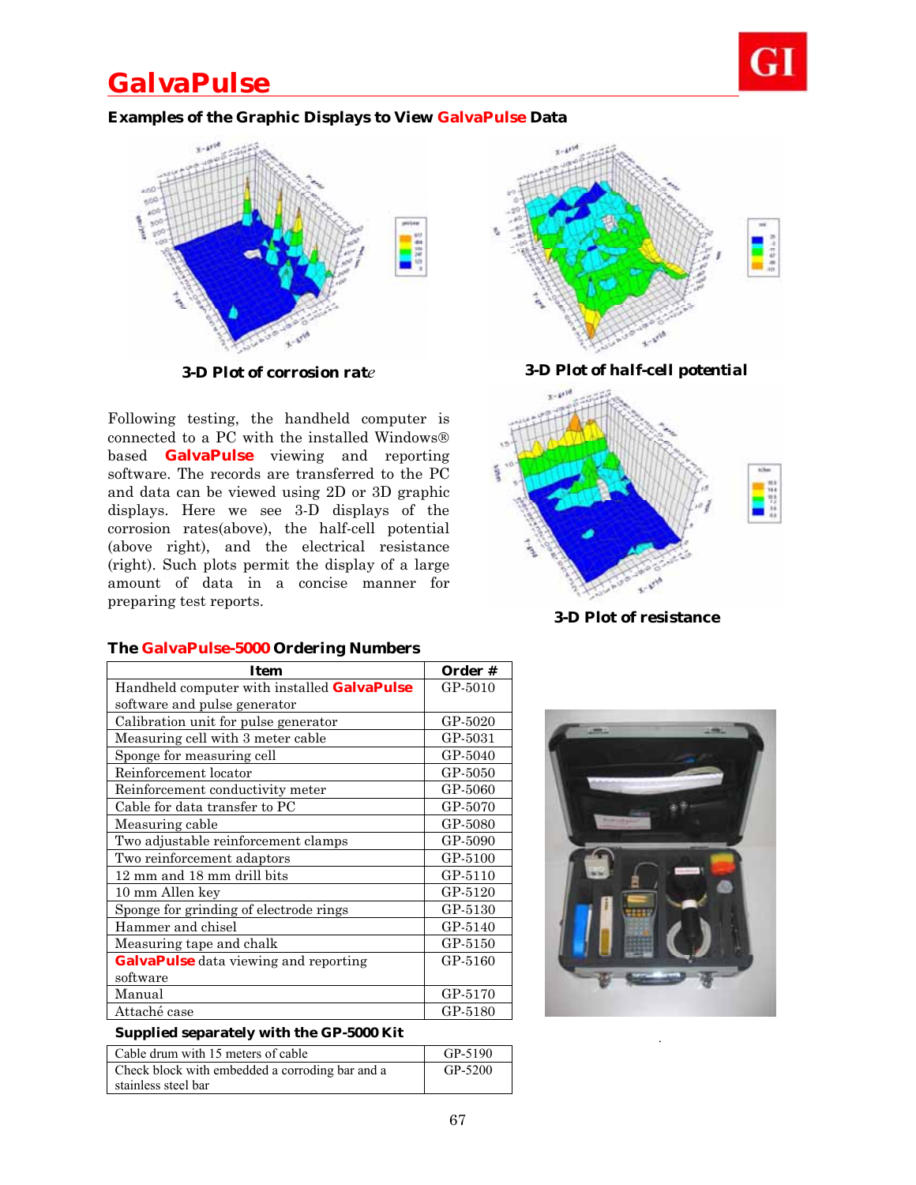# GalvaPulse

## Examples of the Graphic Displays to View GalvaPulse Data

3-D Plot of corrosion rate

3-D Plot of half-cell potential

Following testing, the handheld computer is connected to a PC with the installed Windows® based **GalvaPulse** viewing and reporting software. The records are transferred to the PC and data can be viewed using 2D or 3D graphic displays. Here we see 3-D displays of the corrosion rates(above), the half-cell potential (above right), and the electrical resistance (right). Such plots permit the display of a large amount of data in a concise manner for preparing test reports.

3-D Plot of resistance

## The GalvaPulse-5000 Ordering Numbers

| Item | Order # |
|---|---|
| Handheld computer with installed **GalvaPulse** software and pulse generator | GP-5010 |
| Calibration unit for pulse generator | GP-5020 |
| Measuring cell with 3 meter cable | GP-5031 |
| Sponge for measuring cell | GP-5040 |
| Reinforcement locator | GP-5050 |
| Reinforcement conductivity meter | GP-5060 |
| Cable for data transfer to PC | GP-5070 |
| Measuring cable | GP-5080 |
| Two adjustable reinforcement clamps | GP-5090 |
| Two reinforcement adaptors | GP-5100 |
| 12 mm and 18 mm drill bits | GP-5110 |
| 10 mm Allen key | GP-5120 |
| Sponge for grinding of electrode rings | GP-5130 |
| Hammer and chisel | GP-5140 |
| Measuring tape and chalk | GP-5150 |
| **GalvaPulse** data viewing and reporting software | GP-5160 |
| Manual | GP-5170 |
| Attaché case | GP-5180 |

**Supplied separately with the GP-5000 Kit**

| | |
|---|---|
| Cable drum with 15 meters of cable | GP-5190 |
| Check block with embedded a corroding bar and a stainless steel bar | GP-5200 |